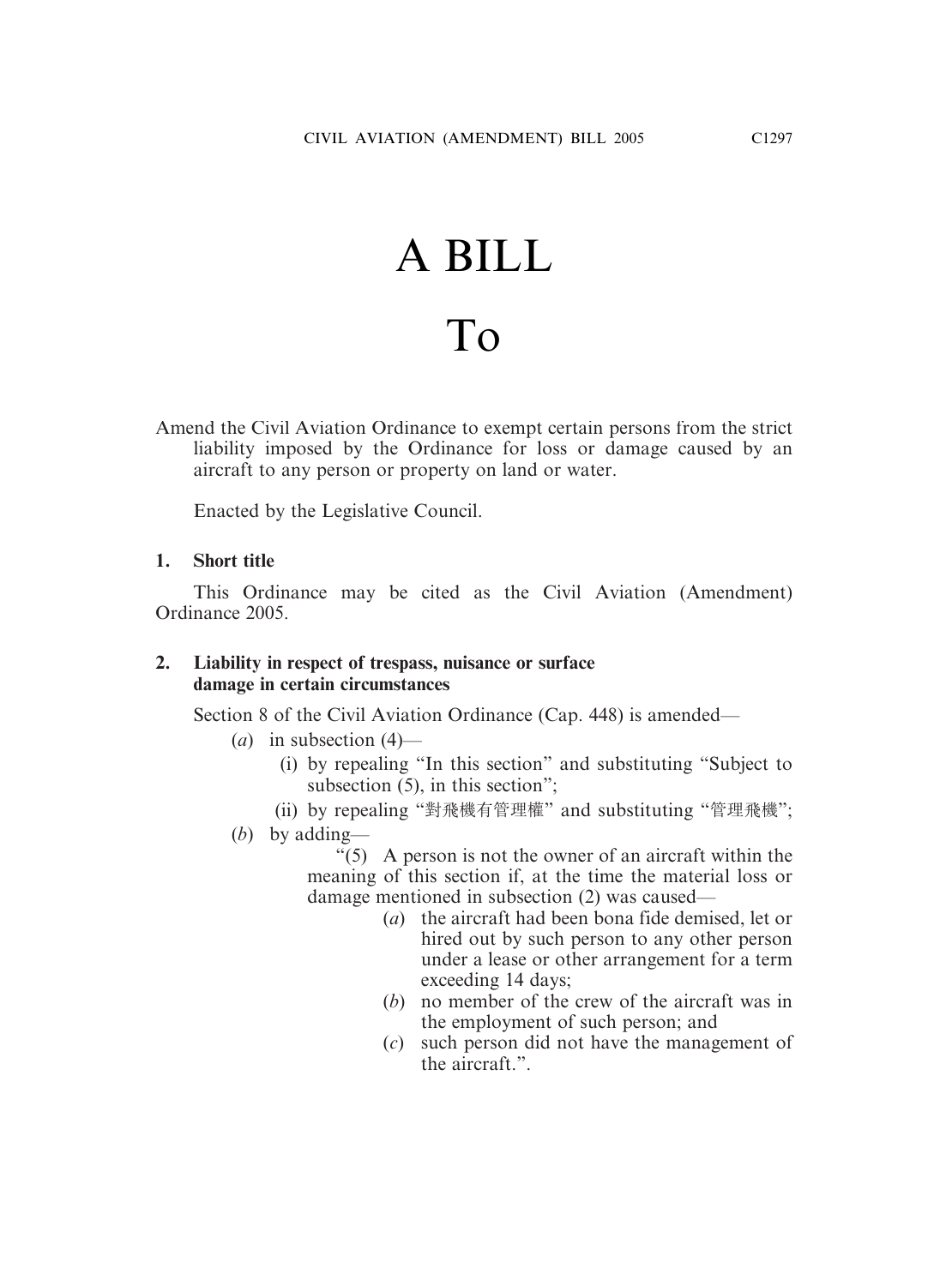# A BILL

# To

Amend the Civil Aviation Ordinance to exempt certain persons from the strict liability imposed by the Ordinance for loss or damage caused by an aircraft to any person or property on land or water.

Enacted by the Legislative Council.

**1. Short title**

This Ordinance may be cited as the Civil Aviation (Amendment) Ordinance 2005.

**2. Liability in respect of trespass, nuisance or surface damage in certain circumstances**

Section 8 of the Civil Aviation Ordinance (Cap. 448) is amended—

(*a*) in subsection (4)—

(i) by repealing "In this section" and substituting "Subject to subsection (5), in this section";

(ii) by repealing "對飛機有管理權" and substituting "管理飛機";

(*b*) by adding—

"(5) A person is not the owner of an aircraft within the meaning of this section if, at the time the material loss or damage mentioned in subsection (2) was caused—

(*a*) the aircraft had been bona fide demised, let or hired out by such person to any other person under a lease or other arrangement for a term exceeding 14 days;

(*b*) no member of the crew of the aircraft was in the employment of such person; and

(*c*) such person did not have the management of the aircraft.".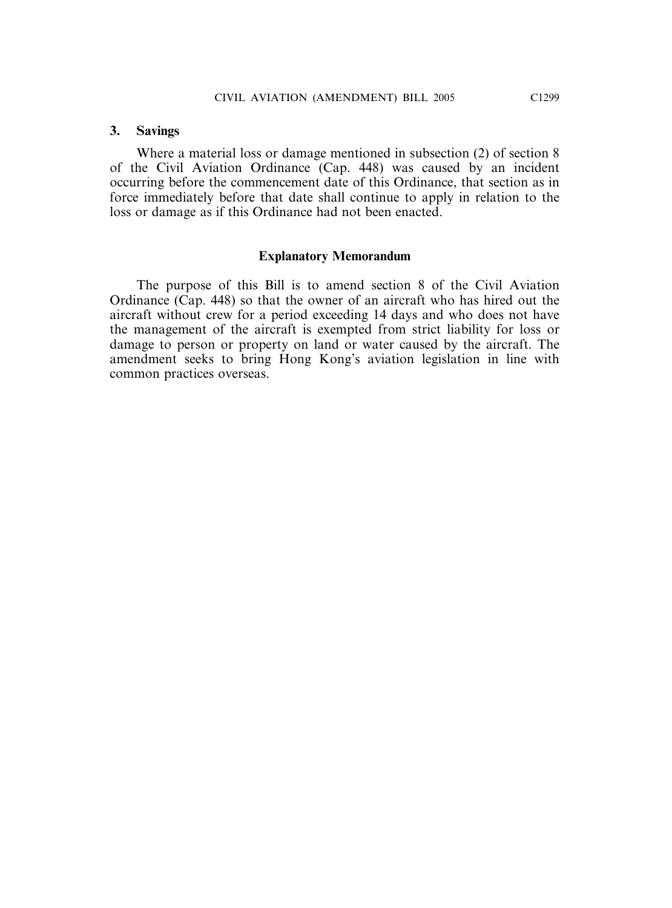### 3. Savings

Where a material loss or damage mentioned in subsection (2) of section 8 of the Civil Aviation Ordinance (Cap. 448) was caused by an incident occurring before the commencement date of this Ordinance, that section as in force immediately before that date shall continue to apply in relation to the loss or damage as if this Ordinance had not been enacted.

## Explanatory Memorandum

The purpose of this Bill is to amend section 8 of the Civil Aviation Ordinance (Cap. 448) so that the owner of an aircraft who has hired out the aircraft without crew for a period exceeding 14 days and who does not have the management of the aircraft is exempted from strict liability for loss or damage to person or property on land or water caused by the aircraft. The amendment seeks to bring Hong Kong's aviation legislation in line with common practices overseas.